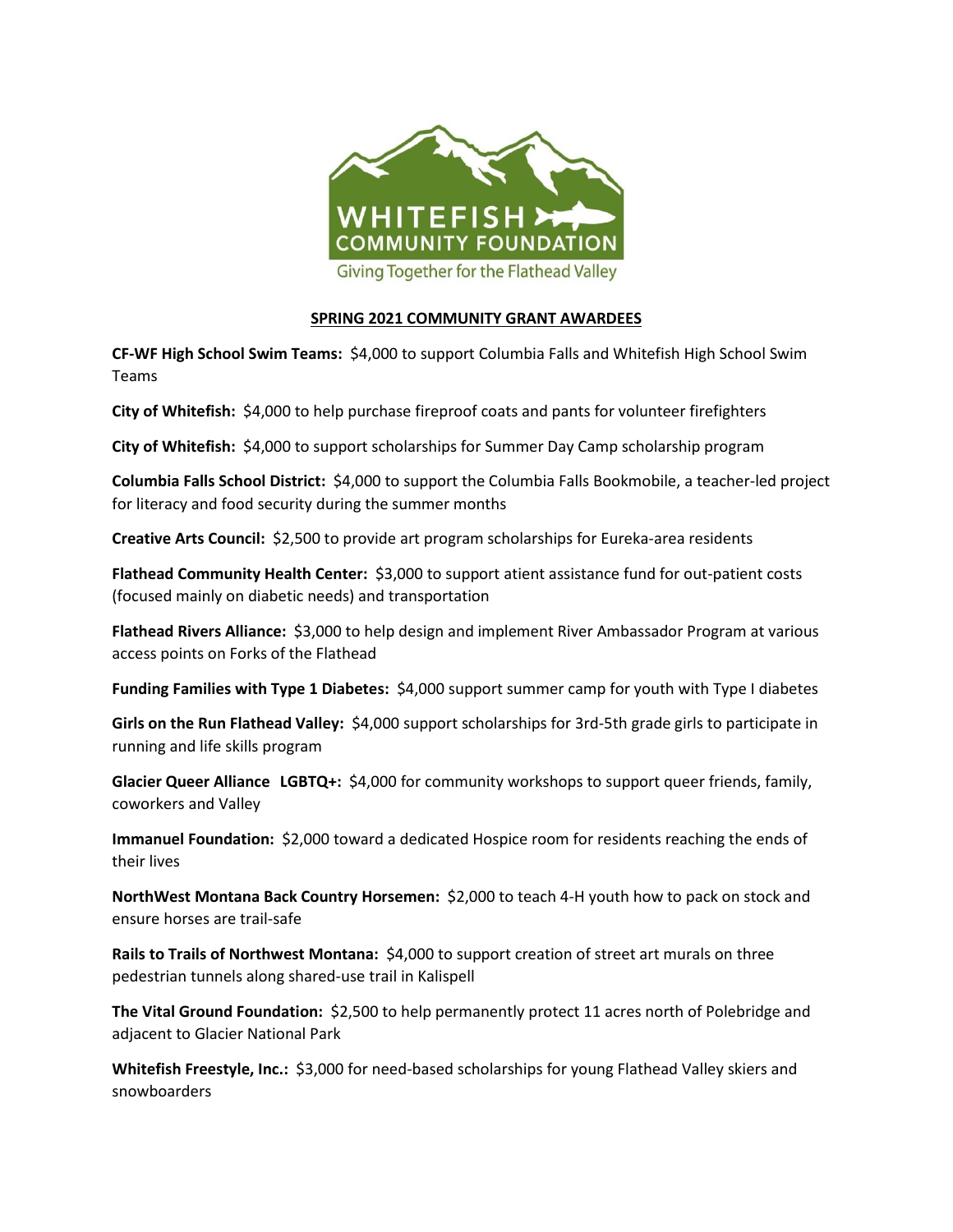WHITEFISH COMMUNITY FOUNDATION

Giving Together for the Flathead Valley

## SPRING 2021 COMMUNITY GRANT AWARDEES

**CF-WF High School Swim Teams:** $4,000 to support Columbia Falls and Whitefish High School Swim Teams

**City of Whitefish:** $4,000 to help purchase fireproof coats and pants for volunteer firefighters

**City of Whitefish:** $4,000 to support scholarships for Summer Day Camp scholarship program

**Columbia Falls School District:** $4,000 to support the Columbia Falls Bookmobile, a teacher-led project for literacy and food security during the summer months

**Creative Arts Council:** $2,500 to provide art program scholarships for Eureka-area residents

**Flathead Community Health Center:** $3,000 to support atient assistance fund for out-patient costs (focused mainly on diabetic needs) and transportation

**Flathead Rivers Alliance:** $3,000 to help design and implement River Ambassador Program at various access points on Forks of the Flathead

**Funding Families with Type 1 Diabetes:** $4,000 support summer camp for youth with Type I diabetes

**Girls on the Run Flathead Valley:** $4,000 support scholarships for 3rd-5th grade girls to participate in running and life skills program

**Glacier Queer Alliance LGBTQ+:** $4,000 for community workshops to support queer friends, family, coworkers and Valley

**Immanuel Foundation:** $2,000 toward a dedicated Hospice room for residents reaching the ends of their lives

**NorthWest Montana Back Country Horsemen:** $2,000 to teach 4-H youth how to pack on stock and ensure horses are trail-safe

**Rails to Trails of Northwest Montana:** $4,000 to support creation of street art murals on three pedestrian tunnels along shared-use trail in Kalispell

**The Vital Ground Foundation:** $2,500 to help permanently protect 11 acres north of Polebridge and adjacent to Glacier National Park

**Whitefish Freestyle, Inc.:** $3,000 for need-based scholarships for young Flathead Valley skiers and snowboarders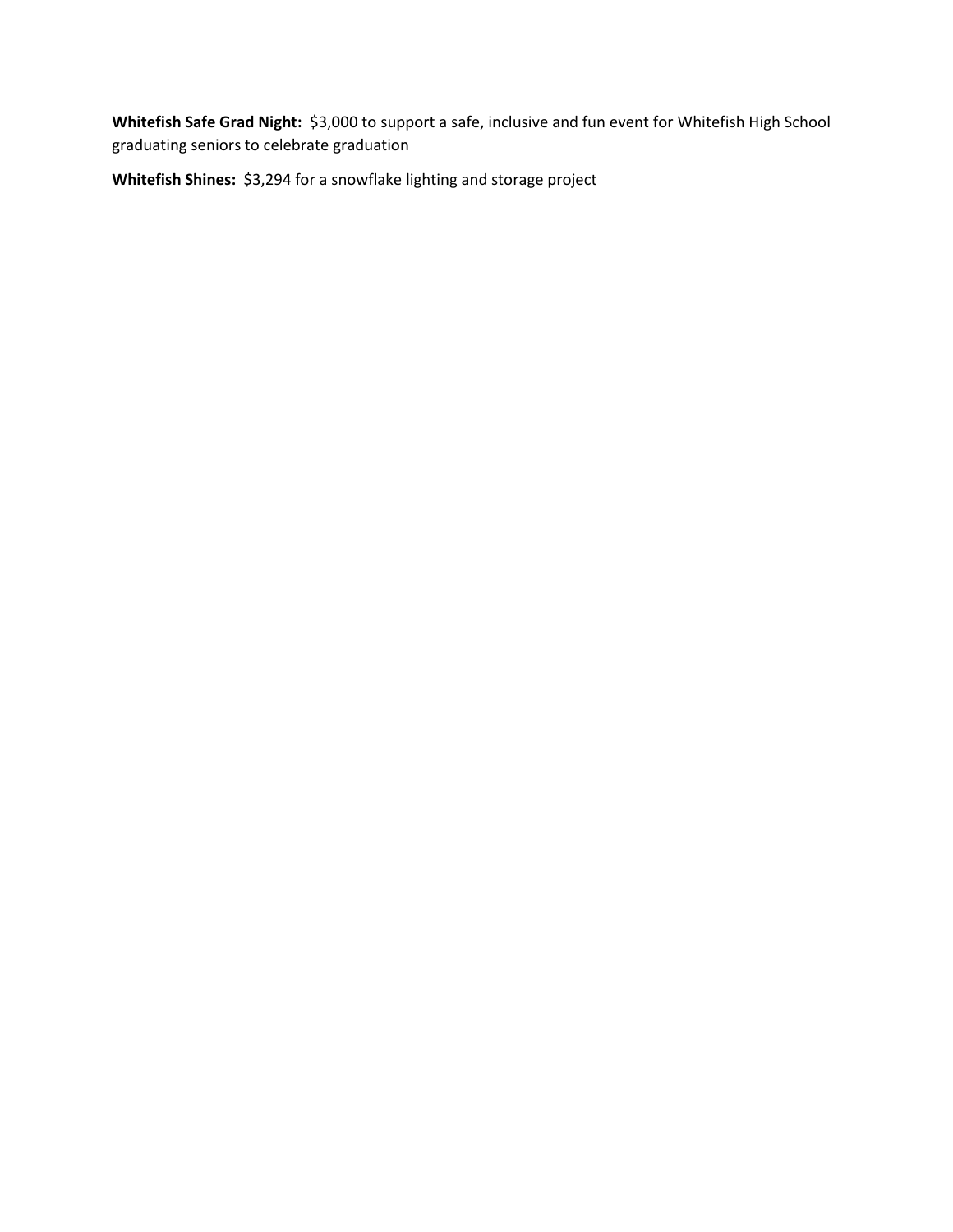**Whitefish Safe Grad Night:** $3,000 to support a safe, inclusive and fun event for Whitefish High School graduating seniors to celebrate graduation

**Whitefish Shines:** $3,294 for a snowflake lighting and storage project